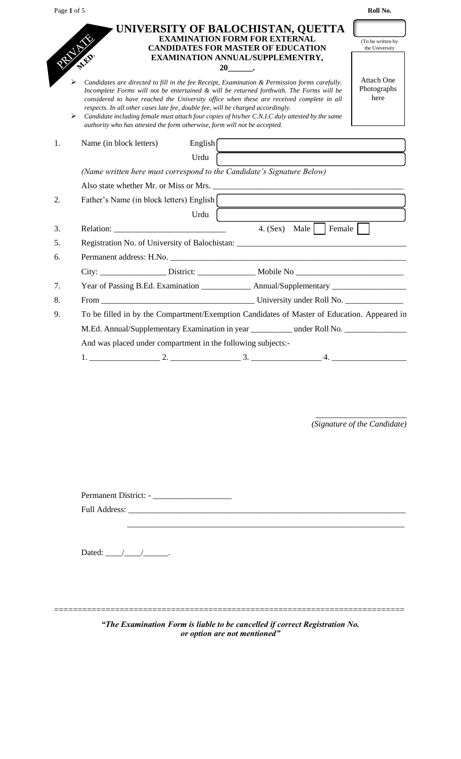Roll No.

(To be written by the University)

PRIVATE M.ED.

# UNIVERSITY OF BALOCHISTAN, QUETTA

**EXAMINATION FORM FOR EXTERNAL CANDIDATES FOR MASTER OF EDUCATION EXAMINATION ANNUAL/SUPPLEMENTRY,**

**20\_\_\_\_\_\_.**

Attach One Photographs here

- *Candidates are directed to fill in the fee Receipt, Examination & Permission forms carefully. Incomplete Forms will not be entertained & will be returned forthwith. The Forms will be considered to have reached the University office when these are received complete in all respects. In all other cases late fee, double fee, will be charged accordingly.*
- *Candidate including female must attach four copies of his/her C.N.I.C duly attested by the same authority who has attested the form otherwise, form will not be accepted.*

1. Name (in block letters) English \_\_\_\_\_\_\_\_\_\_\_\_\_\_\_\_\_\_\_\_
   Urdu \_\_\_\_\_\_\_\_\_\_\_\_\_\_\_\_\_\_\_\_
   *(Name written here must correspond to the Candidate's Signature Below)*
   Also state whether Mr. or Miss or Mrs. \_\_\_\_\_\_\_\_\_\_\_\_\_\_\_\_\_\_\_\_
2. Father's Name (in block letters) English \_\_\_\_\_\_\_\_\_\_\_\_\_\_\_\_\_\_\_\_
   Urdu \_\_\_\_\_\_\_\_\_\_\_\_\_\_\_\_\_\_\_\_
3. Relation: \_\_\_\_\_\_\_\_\_\_\_\_\_\_\_\_\_\_\_\_ 4. (Sex) Male ☐ Female ☐
5. Registration No. of University of Balochistan: \_\_\_\_\_\_\_\_\_\_\_\_\_\_\_\_\_\_\_\_
6. Permanent address: H.No. \_\_\_\_\_\_\_\_\_\_\_\_\_\_\_\_\_\_\_\_
   City: \_\_\_\_\_\_\_\_\_\_ District: \_\_\_\_\_\_\_\_\_\_ Mobile No \_\_\_\_\_\_\_\_\_\_
7. Year of Passing B.Ed. Examination \_\_\_\_\_\_\_\_\_\_ Annual/Supplementary \_\_\_\_\_\_\_\_\_\_
8. From \_\_\_\_\_\_\_\_\_\_\_\_\_\_\_\_\_\_\_\_ University under Roll No. \_\_\_\_\_\_\_\_\_\_
9. To be filled in by the Compartment/Exemption Candidates of Master of Education. Appeared in M.Ed. Annual/Supplementary Examination in year \_\_\_\_\_\_\_\_\_\_ under Roll No. \_\_\_\_\_\_\_\_\_\_
   And was placed under compartment in the following subjects:-
   1. \_\_\_\_\_\_\_\_\_\_ 2. \_\_\_\_\_\_\_\_\_\_ 3. \_\_\_\_\_\_\_\_\_\_ 4. \_\_\_\_\_\_\_\_\_\_

\_\_\_\_\_\_\_\_\_\_\_\_\_\_\_\_\_\_\_\_
*(Signature of the Candidate)*

Permanent District: - \_\_\_\_\_\_\_\_\_\_\_\_\_\_\_\_\_\_\_\_

Full Address: \_\_\_\_\_\_\_\_\_\_\_\_\_\_\_\_\_\_\_\_\_\_\_\_\_\_\_\_\_\_\_\_\_\_\_\_\_\_\_\_
\_\_\_\_\_\_\_\_\_\_\_\_\_\_\_\_\_\_\_\_\_\_\_\_\_\_\_\_\_\_\_\_\_\_\_\_\_\_\_\_

Dated: \_\_\_\_/\_\_\_\_/\_\_\_\_\_\_.

---

***"The Examination Form is liable to be cancelled if correct Registration No. or option are not mentioned"***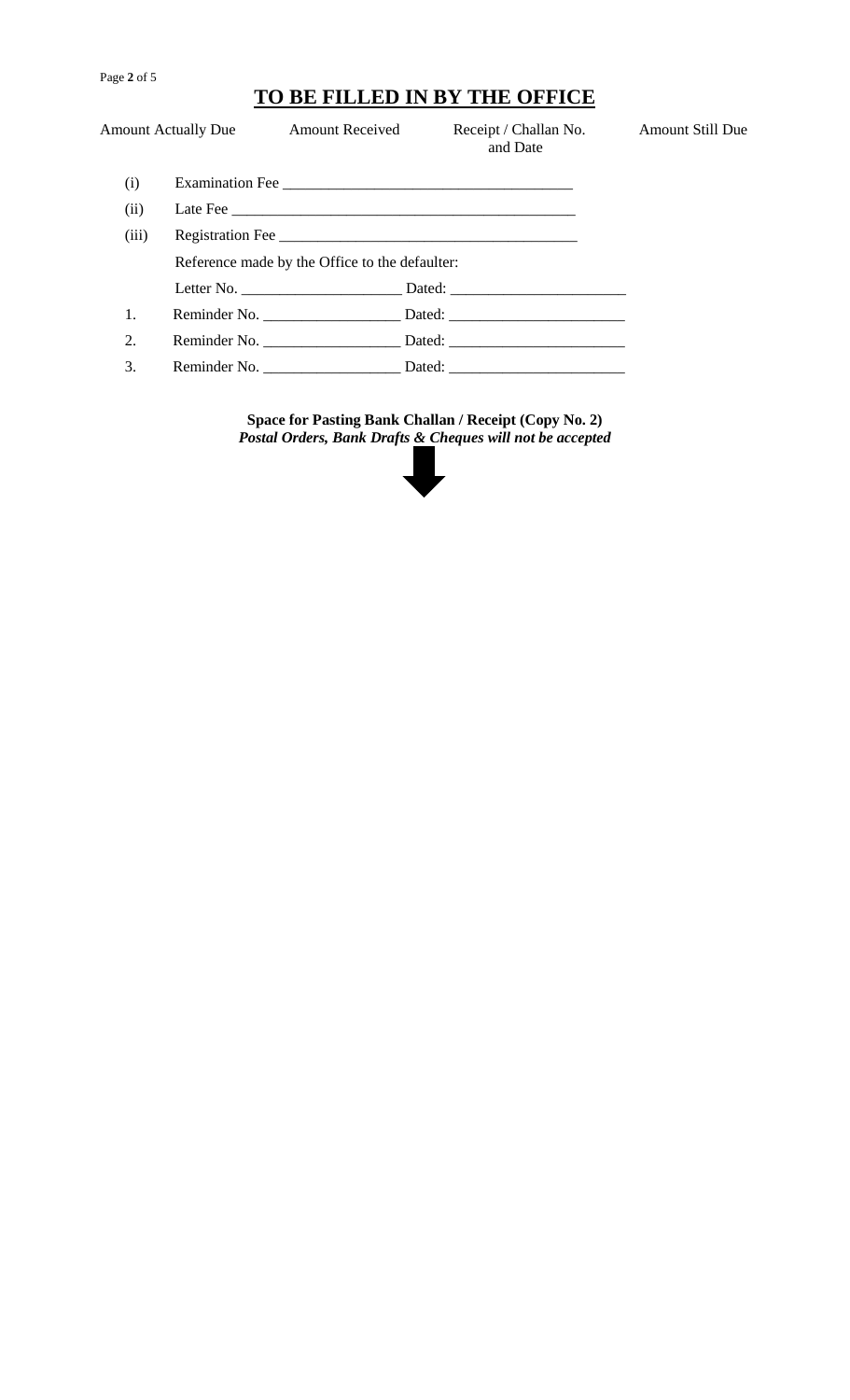# TO BE FILLED IN BY THE OFFICE

| Amount Actually Due | Amount Received | Receipt / Challan No. and Date | Amount Still Due |
|---|---|---|---|

(i) Examination Fee \_\_\_\_\_\_\_\_\_\_\_\_\_\_\_\_\_\_\_\_\_\_\_\_\_\_\_\_\_\_\_\_\_\_\_\_\_

(ii) Late Fee \_\_\_\_\_\_\_\_\_\_\_\_\_\_\_\_\_\_\_\_\_\_\_\_\_\_\_\_\_\_\_\_\_\_\_\_\_\_\_\_\_\_\_

(iii) Registration Fee \_\_\_\_\_\_\_\_\_\_\_\_\_\_\_\_\_\_\_\_\_\_\_\_\_\_\_\_\_\_\_\_\_\_\_\_\_\_

Reference made by the Office to the defaulter:

Letter No. \_\_\_\_\_\_\_\_\_\_\_\_\_\_\_\_\_\_\_\_\_ Dated: \_\_\_\_\_\_\_\_\_\_\_\_\_\_\_\_\_\_\_\_\_\_\_

1. Reminder No. \_\_\_\_\_\_\_\_\_\_\_\_\_\_\_\_\_\_ Dated: \_\_\_\_\_\_\_\_\_\_\_\_\_\_\_\_\_\_\_\_\_\_\_
2. Reminder No. \_\_\_\_\_\_\_\_\_\_\_\_\_\_\_\_\_\_ Dated: \_\_\_\_\_\_\_\_\_\_\_\_\_\_\_\_\_\_\_\_\_\_\_
3. Reminder No. \_\_\_\_\_\_\_\_\_\_\_\_\_\_\_\_\_\_ Dated: \_\_\_\_\_\_\_\_\_\_\_\_\_\_\_\_\_\_\_\_\_\_\_

**Space for Pasting Bank Challan / Receipt (Copy No. 2)**

***Postal Orders, Bank Drafts & Cheques will not be accepted***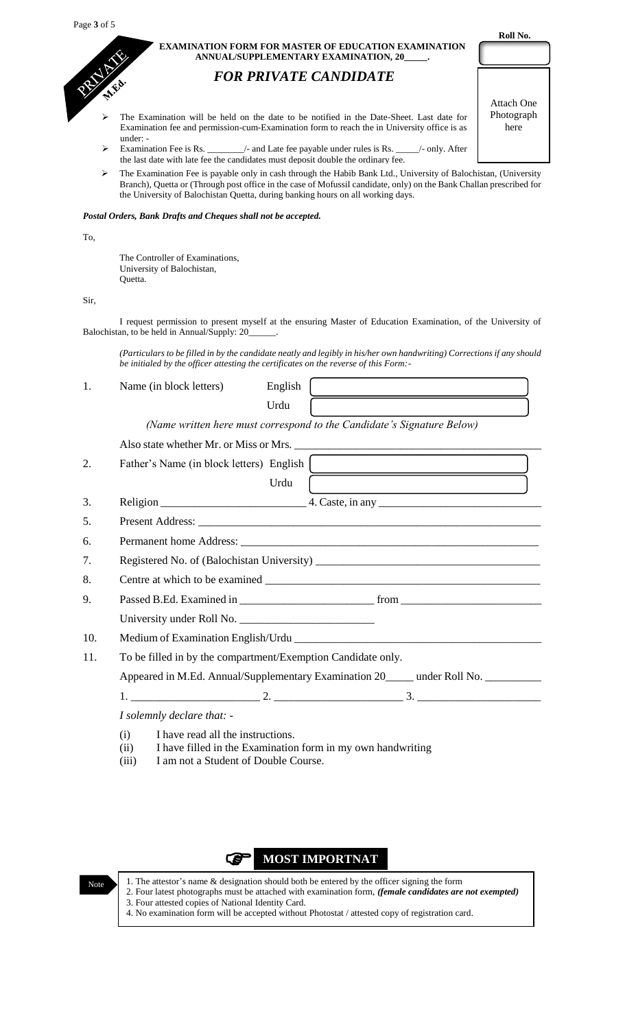PRIVATE M.Ed.

**Roll No.**

Attach One Photograph here

**EXAMINATION FORM FOR MASTER OF EDUCATION EXAMINATION ANNUAL/SUPPLEMENTARY EXAMINATION, 20_____.**

## *FOR PRIVATE CANDIDATE*

- The Examination will be held on the date to be notified in the Date-Sheet. Last date for Examination fee and permission-cum-Examination form to reach the in University office is as under: -
- Examination Fee is Rs. ________/- and Late fee payable under rules is Rs. _____/- only. After the last date with late fee the candidates must deposit double the ordinary fee.
- The Examination Fee is payable only in cash through the Habib Bank Ltd., University of Balochistan, (University Branch), Quetta or (Through post office in the case of Mofussil candidate, only) on the Bank Challan prescribed for the University of Balochistan Quetta, during banking hours on all working days.

***Postal Orders, Bank Drafts and Cheques shall not be accepted.***

To,

The Controller of Examinations,
University of Balochistan,
Quetta.

Sir,

I request permission to present myself at the ensuring Master of Education Examination, of the University of Balochistan, to be held in Annual/Supply: 20______.

*(Particulars to be filled in by the candidate neatly and legibly in his/her own handwriting) Corrections if any should be initialed by the officer attesting the certificates on the reverse of this Form:-*

1. Name (in block letters) English [ ]
   Urdu [ ]

   *(Name written here must correspond to the Candidate's Signature Below)*

   Also state whether Mr. or Miss or Mrs. ______________________________

2. Father's Name (in block letters) English [ ]
   Urdu [ ]

3. Religion ________________________ 4. Caste, in any ________________________

5. Present Address: ________________________________________________

6. Permanent home Address: __________________________________________

7. Registered No. of (Balochistan University) __________________________

8. Centre at which to be examined ____________________________________

9. Passed B.Ed. Examined in ______________________ from ______________________

   University under Roll No. ______________________

10. Medium of Examination English/Urdu ______________________________

11. To be filled in by the compartment/Exemption Candidate only.

    Appeared in M.Ed. Annual/Supplementary Examination 20_____ under Roll No. __________

    1. ______________________ 2. ______________________ 3. ______________________

*I solemnly declare that: -*

(i) I have read all the instructions.
(ii) I have filled in the Examination form in my own handwriting
(iii) I am not a Student of Double Course.

**MOST IMPORTNAT**

Note

1. The attestor's name & designation should both be entered by the officer signing the form
2. Four latest photographs must be attached with examination form, ***(female candidates are not exempted)***
3. Four attested copies of National Identity Card.
4. No examination form will be accepted without Photostat / attested copy of registration card.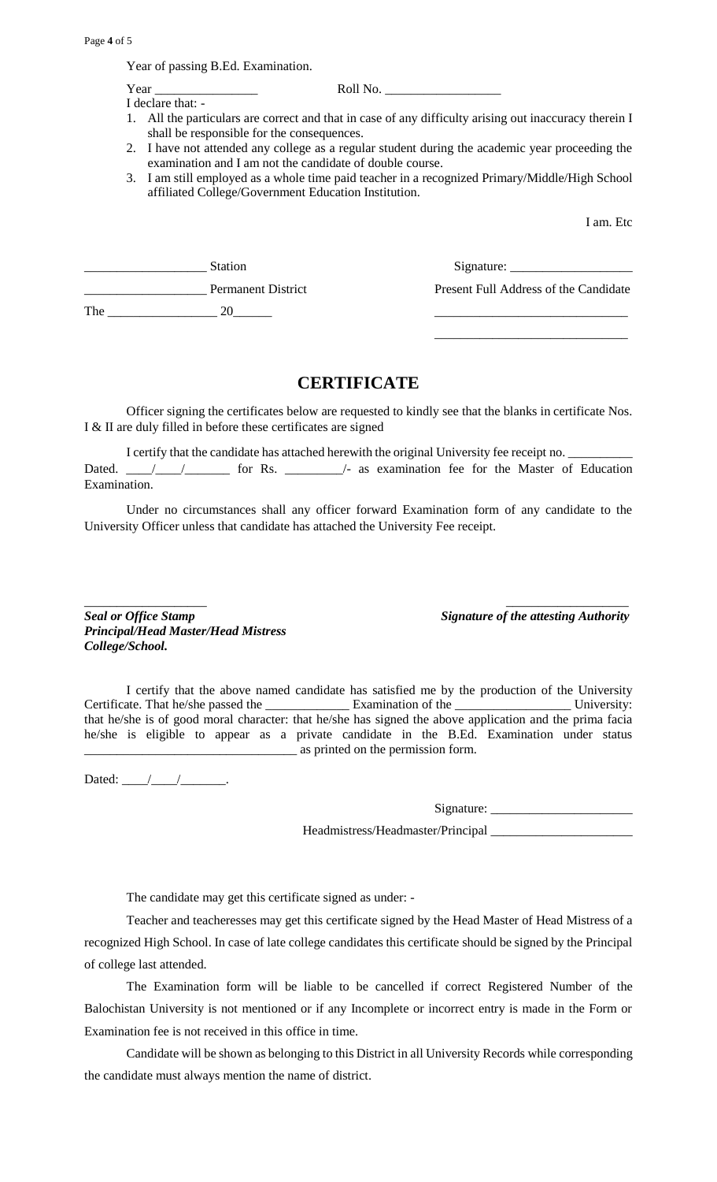Year of passing B.Ed. Examination.

Year ________________ Roll No. __________________

I declare that: -

1. All the particulars are correct and that in case of any difficulty arising out inaccuracy therein I shall be responsible for the consequences.
2. I have not attended any college as a regular student during the academic year proceeding the examination and I am not the candidate of double course.
3. I am still employed as a whole time paid teacher in a recognized Primary/Middle/High School affiliated College/Government Education Institution.

I am. Etc

___________________ Station Signature: ___________________

___________________ Permanent District Present Full Address of the Candidate

The _________________ 20______ ______________________________

______________________________

# CERTIFICATE

Officer signing the certificates below are requested to kindly see that the blanks in certificate Nos. I & II are duly filled in before these certificates are signed

I certify that the candidate has attached herewith the original University fee receipt no. __________ Dated. ____/____/_______ for Rs. _________/- as examination fee for the Master of Education Examination.

Under no circumstances shall any officer forward Examination form of any candidate to the University Officer unless that candidate has attached the University Fee receipt.

___________________ ___________________

***Seal or Office Stamp*** ***Signature of the attesting Authority***
***Principal/Head Master/Head Mistress***
***College/School.***

I certify that the above named candidate has satisfied me by the production of the University Certificate. That he/she passed the _____________ Examination of the __________________ University: that he/she is of good moral character: that he/she has signed the above application and the prima facia he/she is eligible to appear as a private candidate in the B.Ed. Examination under status ________________________________ as printed on the permission form.

Dated: ____/____/_______.

Signature: ______________________

Headmistress/Headmaster/Principal ______________________

The candidate may get this certificate signed as under: -

Teacher and teacheresses may get this certificate signed by the Head Master of Head Mistress of a recognized High School. In case of late college candidates this certificate should be signed by the Principal of college last attended.

The Examination form will be liable to be cancelled if correct Registered Number of the Balochistan University is not mentioned or if any Incomplete or incorrect entry is made in the Form or Examination fee is not received in this office in time.

Candidate will be shown as belonging to this District in all University Records while corresponding the candidate must always mention the name of district.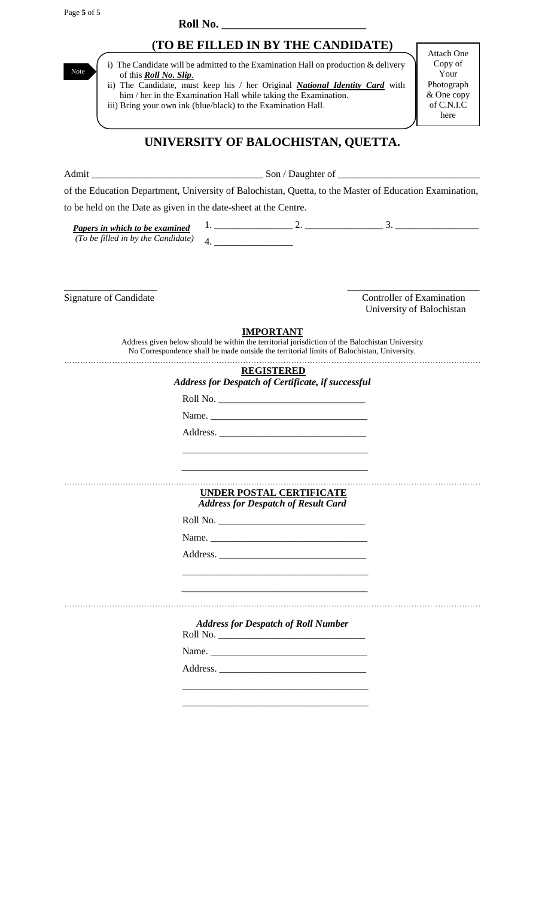**Roll No. ________________________**

## (TO BE FILLED IN BY THE CANDIDATE)

Note

i) The Candidate will be admitted to the Examination Hall on production & delivery of this ***Roll No. Slip***.
ii) The Candidate, must keep his / her Original ***National Identity Card*** with him / her in the Examination Hall while taking the Examination.
iii) Bring your own ink (blue/black) to the Examination Hall.

Attach One Copy of Your Photograph & One copy of C.N.I.C here

# UNIVERSITY OF BALOCHISTAN, QUETTA.

Admit ________________________________ Son / Daughter of ___________________________

of the Education Department, University of Balochistan, Quetta, to the Master of Education Examination, to be held on the Date as given in the date-sheet at the Centre.

***Papers in which to be examined***
*(To be filled in by the Candidate)*

1. _______________ 2. _______________ 3. ________________
4. _______________

___________________
Signature of Candidate

__________________________
Controller of Examination
University of Balochistan

**IMPORTANT**

Address given below should be within the territorial jurisdiction of the Balochistan University
No Correspondence shall be made outside the territorial limits of Balochistan, University.

**REGISTERED**

***Address for Despatch of Certificate, if successful***

Roll No. _____________________________

Name. ______________________________

Address. _____________________________

_____________________________________

_____________________________________

**UNDER POSTAL CERTIFICATE**

***Address for Despatch of Result Card***

Roll No. _____________________________

Name. ______________________________

Address. _____________________________

_____________________________________

_____________________________________

***Address for Despatch of Roll Number***

Roll No. _____________________________

Name. ______________________________

Address. _____________________________

_____________________________________

_____________________________________